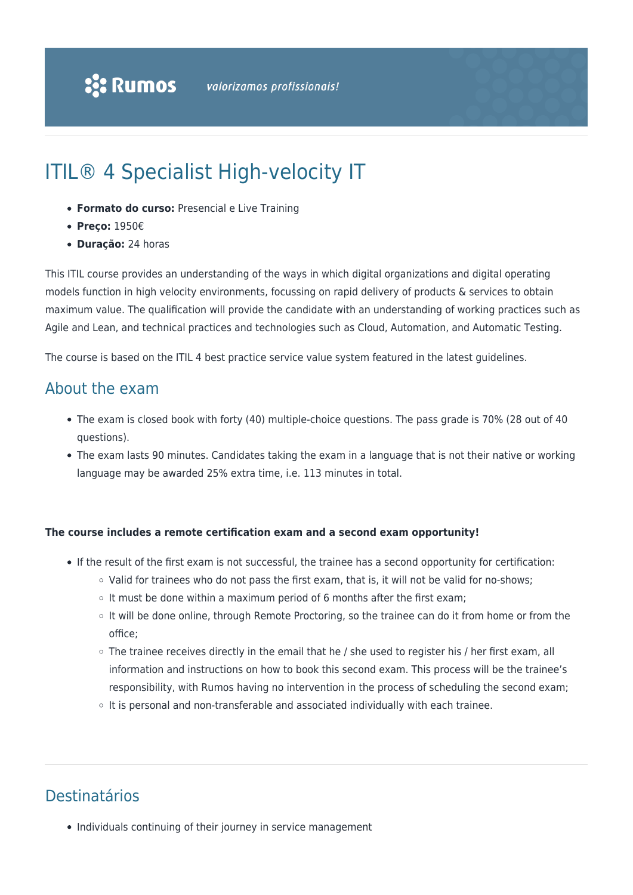# ITIL® 4 Specialist High-velocity IT

- **Formato do curso:** Presencial e Live Training
- **Preço:** 1950€
- **Duração:** 24 horas

This ITIL course provides an understanding of the ways in which digital organizations and digital operating models function in high velocity environments, focussing on rapid delivery of products & services to obtain maximum value. The qualification will provide the candidate with an understanding of working practices such as Agile and Lean, and technical practices and technologies such as Cloud, Automation, and Automatic Testing.

The course is based on the ITIL 4 best practice service value system featured in the latest guidelines.

## About the exam

- The exam is closed book with forty (40) multiple-choice questions. The pass grade is 70% (28 out of 40 questions).
- The exam lasts 90 minutes. Candidates taking the exam in a language that is not their native or working language may be awarded 25% extra time, i.e. 113 minutes in total.

**The course includes a remote certification exam and a second exam opportunity!**

- If the result of the first exam is not successful, the trainee has a second opportunity for certification:
  - Valid for trainees who do not pass the first exam, that is, it will not be valid for no-shows;
  - It must be done within a maximum period of 6 months after the first exam;
  - It will be done online, through Remote Proctoring, so the trainee can do it from home or from the office;
  - The trainee receives directly in the email that he / she used to register his / her first exam, all information and instructions on how to book this second exam. This process will be the trainee's responsibility, with Rumos having no intervention in the process of scheduling the second exam;
  - It is personal and non-transferable and associated individually with each trainee.

## Destinatários

- Individuals continuing of their journey in service management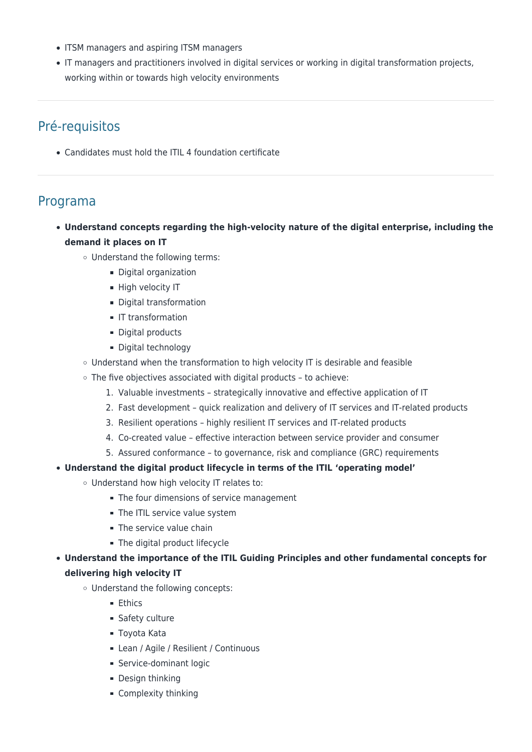- ITSM managers and aspiring ITSM managers
- IT managers and practitioners involved in digital services or working in digital transformation projects, working within or towards high velocity environments

## Pré-requisitos

- Candidates must hold the ITIL 4 foundation certificate

## Programa

- **Understand concepts regarding the high-velocity nature of the digital enterprise, including the demand it places on IT**
  - Understand the following terms:
    - Digital organization
    - High velocity IT
    - Digital transformation
    - IT transformation
    - Digital products
    - Digital technology
  - Understand when the transformation to high velocity IT is desirable and feasible
  - The five objectives associated with digital products – to achieve:
    1. Valuable investments – strategically innovative and effective application of IT
    2. Fast development – quick realization and delivery of IT services and IT-related products
    3. Resilient operations – highly resilient IT services and IT-related products
    4. Co-created value – effective interaction between service provider and consumer
    5. Assured conformance – to governance, risk and compliance (GRC) requirements
- **Understand the digital product lifecycle in terms of the ITIL 'operating model'**
  - Understand how high velocity IT relates to:
    - The four dimensions of service management
    - The ITIL service value system
    - The service value chain
    - The digital product lifecycle
- **Understand the importance of the ITIL Guiding Principles and other fundamental concepts for delivering high velocity IT**
  - Understand the following concepts:
    - Ethics
    - Safety culture
    - Toyota Kata
    - Lean / Agile / Resilient / Continuous
    - Service-dominant logic
    - Design thinking
    - Complexity thinking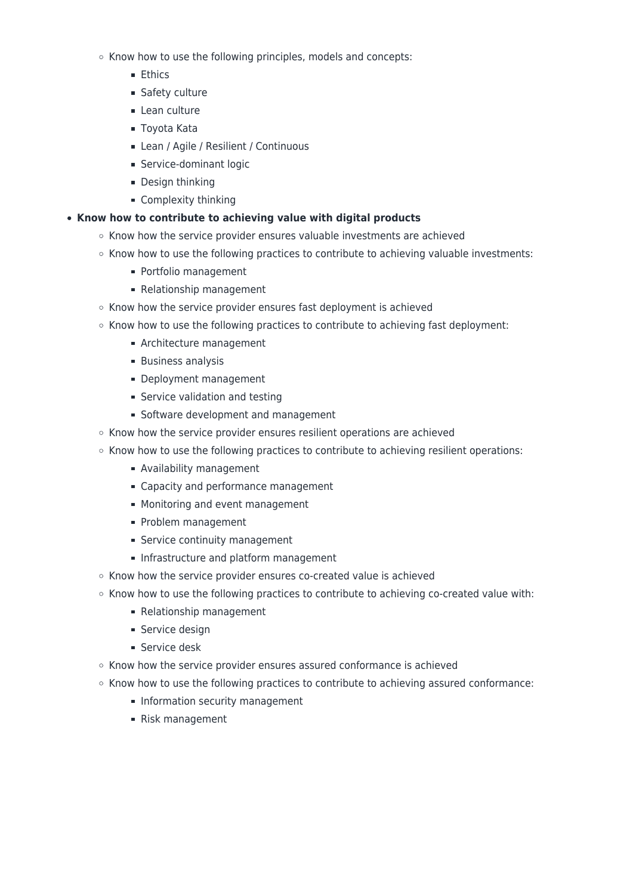- Know how to use the following principles, models and concepts:
        - Ethics
        - Safety culture
        - Lean culture
        - Toyota Kata
        - Lean / Agile / Resilient / Continuous
        - Service-dominant logic
        - Design thinking
        - Complexity thinking
- **Know how to contribute to achieving value with digital products**
    - Know how the service provider ensures valuable investments are achieved
    - Know how to use the following practices to contribute to achieving valuable investments:
        - Portfolio management
        - Relationship management
    - Know how the service provider ensures fast deployment is achieved
    - Know how to use the following practices to contribute to achieving fast deployment:
        - Architecture management
        - Business analysis
        - Deployment management
        - Service validation and testing
        - Software development and management
    - Know how the service provider ensures resilient operations are achieved
    - Know how to use the following practices to contribute to achieving resilient operations:
        - Availability management
        - Capacity and performance management
        - Monitoring and event management
        - Problem management
        - Service continuity management
        - Infrastructure and platform management
    - Know how the service provider ensures co-created value is achieved
    - Know how to use the following practices to contribute to achieving co-created value with:
        - Relationship management
        - Service design
        - Service desk
    - Know how the service provider ensures assured conformance is achieved
    - Know how to use the following practices to contribute to achieving assured conformance:
        - Information security management
        - Risk management